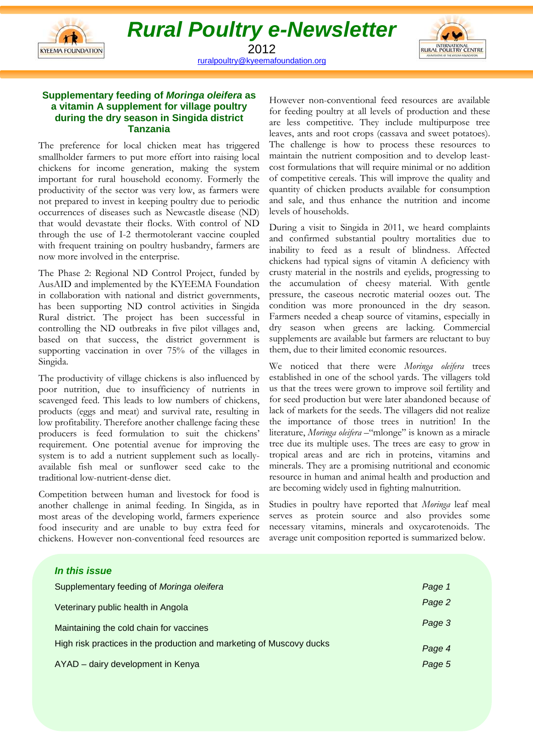# Rural Poultry e-Newsletter

2012

ruralpoultry@kyeemafoundation.org

## Supplementary feeding of *Moringa oleifera* as a vitamin A supplement for village poultry during the dry season in Singida district Tanzania

The preference for local chicken meat has triggered smallholder farmers to put more effort into raising local chickens for income generation, making the system important for rural household economy. Formerly the productivity of the sector was very low, as farmers were not prepared to invest in keeping poultry due to periodic occurrences of diseases such as Newcastle disease (ND) that would devastate their flocks. With control of ND through the use of I-2 thermotolerant vaccine coupled with frequent training on poultry husbandry, farmers are now more involved in the enterprise.

The Phase 2: Regional ND Control Project, funded by AusAID and implemented by the KYEEMA Foundation in collaboration with national and district governments, has been supporting ND control activities in Singida Rural district. The project has been successful in controlling the ND outbreaks in five pilot villages and, based on that success, the district government is supporting vaccination in over 75% of the villages in Singida.

The productivity of village chickens is also influenced by poor nutrition, due to insufficiency of nutrients in scavenged feed. This leads to low numbers of chickens, products (eggs and meat) and survival rate, resulting in low profitability. Therefore another challenge facing these producers is feed formulation to suit the chickens' requirement. One potential avenue for improving the system is to add a nutrient supplement such as locally-available fish meal or sunflower seed cake to the traditional low-nutrient-dense diet.

Competition between human and livestock for food is another challenge in animal feeding. In Singida, as in most areas of the developing world, farmers experience food insecurity and are unable to buy extra feed for chickens. However non-conventional feed resources are available for feeding poultry at all levels of production and these are less competitive. They include multipurpose tree leaves, ants and root crops (cassava and sweet potatoes). The challenge is how to process these resources to maintain the nutrient composition and to develop least-cost formulations that will require minimal or no addition of competitive cereals. This will improve the quality and quantity of chicken products available for consumption and sale, and thus enhance the nutrition and income levels of households.

During a visit to Singida in 2011, we heard complaints and confirmed substantial poultry mortalities due to inability to feed as a result of blindness. Affected chickens had typical signs of vitamin A deficiency with crusty material in the nostrils and eyelids, progressing to the accumulation of cheesy material. With gentle pressure, the caseous necrotic material oozes out. The condition was more pronounced in the dry season. Farmers needed a cheap source of vitamins, especially in dry season when greens are lacking. Commercial supplements are available but farmers are reluctant to buy them, due to their limited economic resources.

We noticed that there were *Moringa oleifera* trees established in one of the school yards. The villagers told us that the trees were grown to improve soil fertility and for seed production but were later abandoned because of lack of markets for the seeds. The villagers did not realize the importance of those trees in nutrition! In the literature, *Moringa oleifera* –"mlonge" is known as a miracle tree due its multiple uses. The trees are easy to grow in tropical areas and are rich in proteins, vitamins and minerals. They are a promising nutritional and economic resource in human and animal health and production and are becoming widely used in fighting malnutrition.

Studies in poultry have reported that *Moringa* leaf meal serves as protein source and also provides some necessary vitamins, minerals and oxycarotenoids. The average unit composition reported is summarized below.

---

### *In this issue*

| | |
|---|---|
| Supplementary feeding of *Moringa oleifera* | Page 1 |
| Veterinary public health in Angola | Page 2 |
| Maintaining the cold chain for vaccines | Page 3 |
| High risk practices in the production and marketing of Muscovy ducks | Page 4 |
| AYAD – dairy development in Kenya | Page 5 |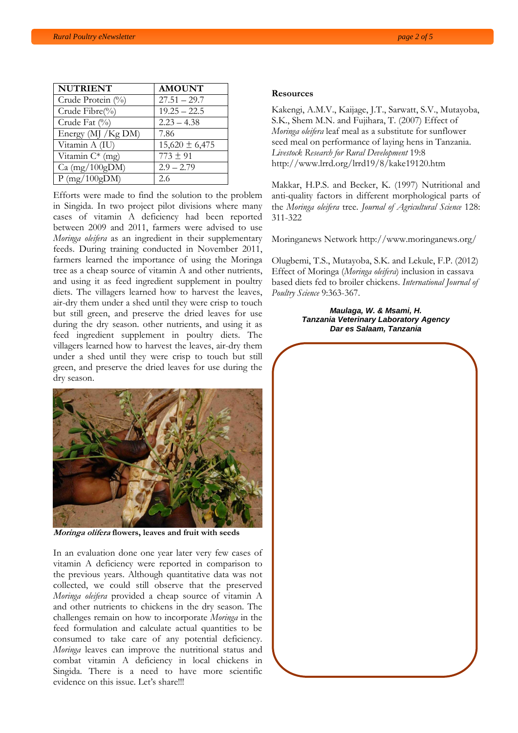| NUTRIENT | AMOUNT |
| --- | --- |
| Crude Protein (%) | 27.51 – 29.7 |
| Crude Fibre(%) | 19.25 – 22.5 |
| Crude Fat (%) | 2.23 – 4.38 |
| Energy (MJ /Kg DM) | 7.86 |
| Vitamin A (IU) | 15,620 ± 6,475 |
| Vitamin C* (mg) | 773 ± 91 |
| Ca (mg/100gDM) | 2.9 – 2.79 |
| P (mg/100gDM) | 2.6 |

Efforts were made to find the solution to the problem in Singida. In two project pilot divisions where many cases of vitamin A deficiency had been reported between 2009 and 2011, farmers were advised to use *Moringa oleifera* as an ingredient in their supplementary feeds. During training conducted in November 2011, farmers learned the importance of using the Moringa tree as a cheap source of vitamin A and other nutrients, and using it as feed ingredient supplement in poultry diets. The villagers learned how to harvest the leaves, air-dry them under a shed until they were crisp to touch but still green, and preserve the dried leaves for use during the dry season. other nutrients, and using it as feed ingredient supplement in poultry diets. The villagers learned how to harvest the leaves, air-dry them under a shed until they were crisp to touch but still green, and preserve the dried leaves for use during the dry season.

***Moringa olifera* flowers, leaves and fruit with seeds**

In an evaluation done one year later very few cases of vitamin A deficiency were reported in comparison to the previous years. Although quantitative data was not collected, we could still observe that the preserved *Moringa oleifera* provided a cheap source of vitamin A and other nutrients to chickens in the dry season. The challenges remain on how to incorporate *Moringa* in the feed formulation and calculate actual quantities to be consumed to take care of any potential deficiency. *Moringa* leaves can improve the nutritional status and combat vitamin A deficiency in local chickens in Singida. There is a need to have more scientific evidence on this issue. Let's share!!!

**Resources**

Kakengi, A.M.V., Kaijage, J.T., Sarwatt, S.V., Mutayoba, S.K., Shem M.N. and Fujihara, T. (2007) Effect of *Moringa oleifera* leaf meal as a substitute for sunflower seed meal on performance of laying hens in Tanzania. *Livestock Research for Rural Development* 19:8 http://www.lrrd.org/lrrd19/8/kake19120.htm

Makkar, H.P.S. and Becker, K. (1997) Nutritional and anti-quality factors in different morphological parts of the *Moringa oleifera* tree. *Journal of Agricultural Science* 128: 311-322

Moringanews Network http://www.moringanews.org/

Olugbemi, T.S., Mutayoba, S.K. and Lekule, F.P. (2012) Effect of Moringa (*Moringa oleifera*) inclusion in cassava based diets fed to broiler chickens. *International Journal of Poultry Science* 9:363-367.

***Maulaga, W. & Msami, H.***
***Tanzania Veterinary Laboratory Agency***
***Dar es Salaam, Tanzania***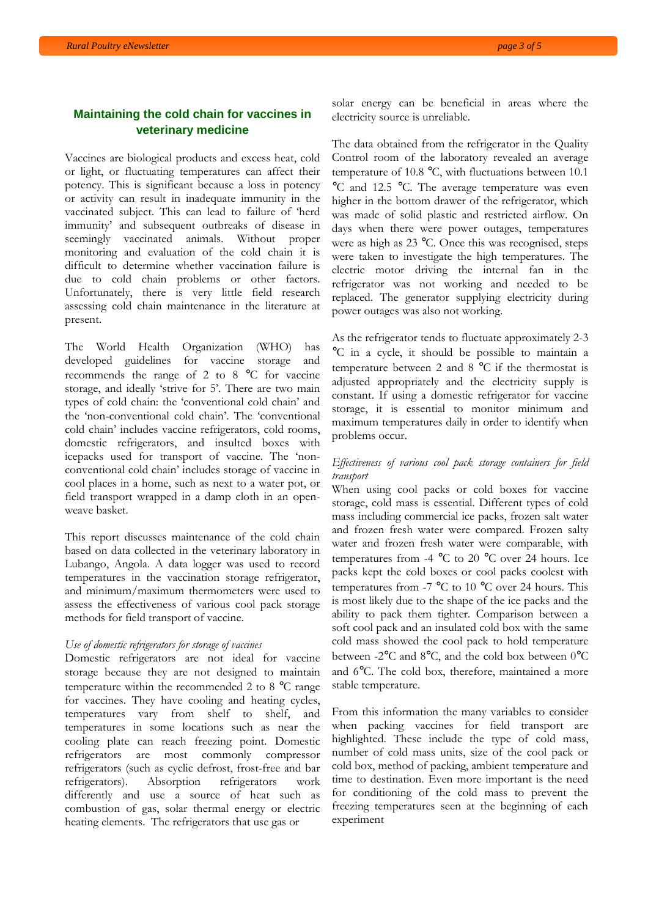## Maintaining the cold chain for vaccines in veterinary medicine

Vaccines are biological products and excess heat, cold or light, or fluctuating temperatures can affect their potency. This is significant because a loss in potency or activity can result in inadequate immunity in the vaccinated subject. This can lead to failure of 'herd immunity' and subsequent outbreaks of disease in seemingly vaccinated animals. Without proper monitoring and evaluation of the cold chain it is difficult to determine whether vaccination failure is due to cold chain problems or other factors. Unfortunately, there is very little field research assessing cold chain maintenance in the literature at present.

The World Health Organization (WHO) has developed guidelines for vaccine storage and recommends the range of 2 to 8 °C for vaccine storage, and ideally 'strive for 5'. There are two main types of cold chain: the 'conventional cold chain' and the 'non-conventional cold chain'. The 'conventional cold chain' includes vaccine refrigerators, cold rooms, domestic refrigerators, and insulted boxes with icepacks used for transport of vaccine. The 'non-conventional cold chain' includes storage of vaccine in cool places in a home, such as next to a water pot, or field transport wrapped in a damp cloth in an open-weave basket.

This report discusses maintenance of the cold chain based on data collected in the veterinary laboratory in Lubango, Angola. A data logger was used to record temperatures in the vaccination storage refrigerator, and minimum/maximum thermometers were used to assess the effectiveness of various cool pack storage methods for field transport of vaccine.

*Use of domestic refrigerators for storage of vaccines*

Domestic refrigerators are not ideal for vaccine storage because they are not designed to maintain temperature within the recommended 2 to 8 °C range for vaccines. They have cooling and heating cycles, temperatures vary from shelf to shelf, and temperatures in some locations such as near the cooling plate can reach freezing point. Domestic refrigerators are most commonly compressor refrigerators (such as cyclic defrost, frost-free and bar refrigerators). Absorption refrigerators work differently and use a source of heat such as combustion of gas, solar thermal energy or electric heating elements. The refrigerators that use gas or solar energy can be beneficial in areas where the electricity source is unreliable.

The data obtained from the refrigerator in the Quality Control room of the laboratory revealed an average temperature of 10.8 °C, with fluctuations between 10.1 °C and 12.5 °C. The average temperature was even higher in the bottom drawer of the refrigerator, which was made of solid plastic and restricted airflow. On days when there were power outages, temperatures were as high as 23 °C. Once this was recognised, steps were taken to investigate the high temperatures. The electric motor driving the internal fan in the refrigerator was not working and needed to be replaced. The generator supplying electricity during power outages was also not working.

As the refrigerator tends to fluctuate approximately 2-3 °C in a cycle, it should be possible to maintain a temperature between 2 and 8 °C if the thermostat is adjusted appropriately and the electricity supply is constant. If using a domestic refrigerator for vaccine storage, it is essential to monitor minimum and maximum temperatures daily in order to identify when problems occur.

*Effectiveness of various cool pack storage containers for field transport*

When using cool packs or cold boxes for vaccine storage, cold mass is essential. Different types of cold mass including commercial ice packs, frozen salt water and frozen fresh water were compared. Frozen salty water and frozen fresh water were comparable, with temperatures from -4 °C to 20 °C over 24 hours. Ice packs kept the cold boxes or cool packs coolest with temperatures from -7 °C to 10 °C over 24 hours. This is most likely due to the shape of the ice packs and the ability to pack them tighter. Comparison between a soft cool pack and an insulated cold box with the same cold mass showed the cool pack to hold temperature between -2°C and 8°C, and the cold box between 0°C and 6°C. The cold box, therefore, maintained a more stable temperature.

From this information the many variables to consider when packing vaccines for field transport are highlighted. These include the type of cold mass, number of cold mass units, size of the cool pack or cold box, method of packing, ambient temperature and time to destination. Even more important is the need for conditioning of the cold mass to prevent the freezing temperatures seen at the beginning of each experiment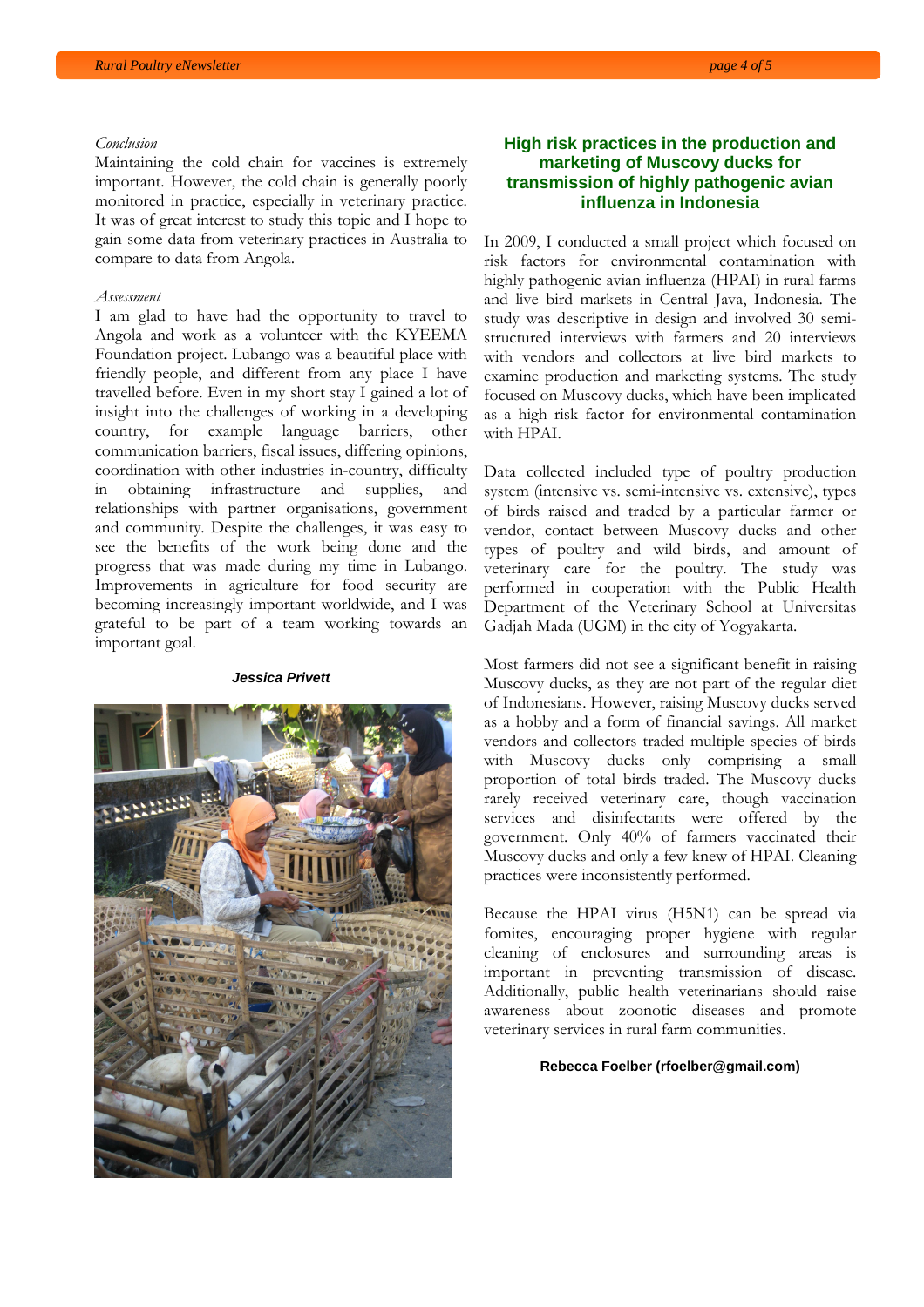*Conclusion*

Maintaining the cold chain for vaccines is extremely important. However, the cold chain is generally poorly monitored in practice, especially in veterinary practice. It was of great interest to study this topic and I hope to gain some data from veterinary practices in Australia to compare to data from Angola.

*Assessment*

I am glad to have had the opportunity to travel to Angola and work as a volunteer with the KYEEMA Foundation project. Lubango was a beautiful place with friendly people, and different from any place I have travelled before. Even in my short stay I gained a lot of insight into the challenges of working in a developing country, for example language barriers, other communication barriers, fiscal issues, differing opinions, coordination with other industries in-country, difficulty in obtaining infrastructure and supplies, and relationships with partner organisations, government and community. Despite the challenges, it was easy to see the benefits of the work being done and the progress that was made during my time in Lubango. Improvements in agriculture for food security are becoming increasingly important worldwide, and I was grateful to be part of a team working towards an important goal.

***Jessica Privett***

## High risk practices in the production and marketing of Muscovy ducks for transmission of highly pathogenic avian influenza in Indonesia

In 2009, I conducted a small project which focused on risk factors for environmental contamination with highly pathogenic avian influenza (HPAI) in rural farms and live bird markets in Central Java, Indonesia. The study was descriptive in design and involved 30 semi-structured interviews with farmers and 20 interviews with vendors and collectors at live bird markets to examine production and marketing systems. The study focused on Muscovy ducks, which have been implicated as a high risk factor for environmental contamination with HPAI.

Data collected included type of poultry production system (intensive vs. semi-intensive vs. extensive), types of birds raised and traded by a particular farmer or vendor, contact between Muscovy ducks and other types of poultry and wild birds, and amount of veterinary care for the poultry. The study was performed in cooperation with the Public Health Department of the Veterinary School at Universitas Gadjah Mada (UGM) in the city of Yogyakarta.

Most farmers did not see a significant benefit in raising Muscovy ducks, as they are not part of the regular diet of Indonesians. However, raising Muscovy ducks served as a hobby and a form of financial savings. All market vendors and collectors traded multiple species of birds with Muscovy ducks only comprising a small proportion of total birds traded. The Muscovy ducks rarely received veterinary care, though vaccination services and disinfectants were offered by the government. Only 40% of farmers vaccinated their Muscovy ducks and only a few knew of HPAI. Cleaning practices were inconsistently performed.

Because the HPAI virus (H5N1) can be spread via fomites, encouraging proper hygiene with regular cleaning of enclosures and surrounding areas is important in preventing transmission of disease. Additionally, public health veterinarians should raise awareness about zoonotic diseases and promote veterinary services in rural farm communities.

**Rebecca Foelber (rfoelber@gmail.com)**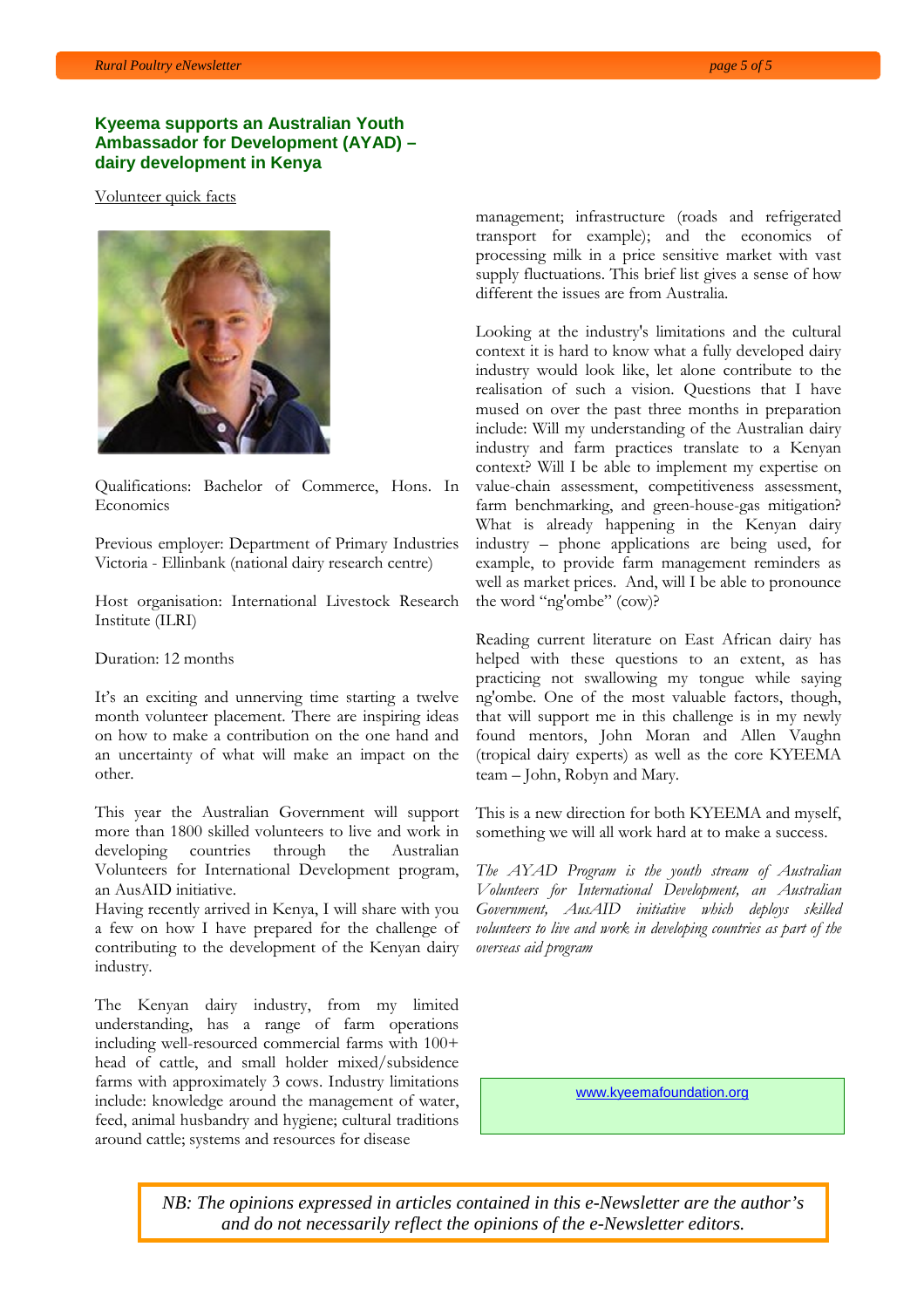## Kyeema supports an Australian Youth Ambassador for Development (AYAD) – dairy development in Kenya

Volunteer quick facts

Qualifications: Bachelor of Commerce, Hons. In Economics

Previous employer: Department of Primary Industries Victoria - Ellinbank (national dairy research centre)

Host organisation: International Livestock Research Institute (ILRI)

Duration: 12 months

It's an exciting and unnerving time starting a twelve month volunteer placement. There are inspiring ideas on how to make a contribution on the one hand and an uncertainty of what will make an impact on the other.

This year the Australian Government will support more than 1800 skilled volunteers to live and work in developing countries through the Australian Volunteers for International Development program, an AusAID initiative.

Having recently arrived in Kenya, I will share with you a few on how I have prepared for the challenge of contributing to the development of the Kenyan dairy industry.

The Kenyan dairy industry, from my limited understanding, has a range of farm operations including well-resourced commercial farms with 100+ head of cattle, and small holder mixed/subsidence farms with approximately 3 cows. Industry limitations include: knowledge around the management of water, feed, animal husbandry and hygiene; cultural traditions around cattle; systems and resources for disease management; infrastructure (roads and refrigerated transport for example); and the economics of processing milk in a price sensitive market with vast supply fluctuations. This brief list gives a sense of how different the issues are from Australia.

Looking at the industry's limitations and the cultural context it is hard to know what a fully developed dairy industry would look like, let alone contribute to the realisation of such a vision. Questions that I have mused on over the past three months in preparation include: Will my understanding of the Australian dairy industry and farm practices translate to a Kenyan context? Will I be able to implement my expertise on value-chain assessment, competitiveness assessment, farm benchmarking, and green-house-gas mitigation? What is already happening in the Kenyan dairy industry – phone applications are being used, for example, to provide farm management reminders as well as market prices. And, will I be able to pronounce the word "ng'ombe" (cow)?

Reading current literature on East African dairy has helped with these questions to an extent, as has practicing not swallowing my tongue while saying ng'ombe. One of the most valuable factors, though, that will support me in this challenge is in my newly found mentors, John Moran and Allen Vaughn (tropical dairy experts) as well as the core KYEEMA team – John, Robyn and Mary.

This is a new direction for both KYEEMA and myself, something we will all work hard at to make a success.

*The AYAD Program is the youth stream of Australian Volunteers for International Development, an Australian Government, AusAID initiative which deploys skilled volunteers to live and work in developing countries as part of the overseas aid program*

www.kyeemafoundation.org

*NB: The opinions expressed in articles contained in this e-Newsletter are the author's and do not necessarily reflect the opinions of the e-Newsletter editors.*